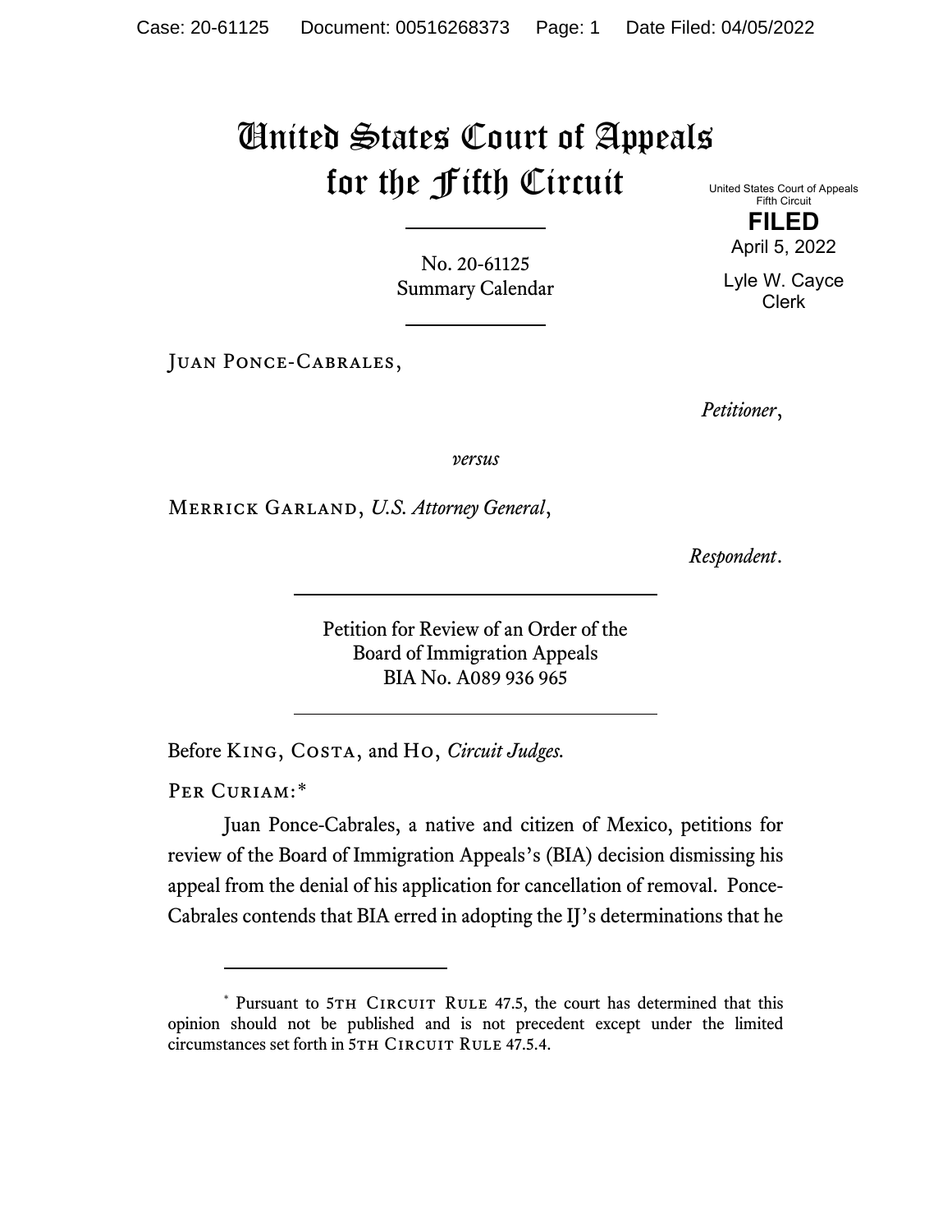# United States Court of Appeals for the Fifth Circuit

United States Court of Appeals
Fifth Circuit

**FILED**

April 5, 2022

Lyle W. Cayce
Clerk

No. 20-61125
Summary Calendar

---

Juan Ponce-Cabrales,

*Petitioner*,

*versus*

Merrick Garland, *U.S. Attorney General*,

*Respondent*.

---

Petition for Review of an Order of the
Board of Immigration Appeals
BIA No. A089 936 965

---

Before King, Costa, and Ho, *Circuit Judges.*

Per Curiam:*

Juan Ponce-Cabrales, a native and citizen of Mexico, petitions for review of the Board of Immigration Appeals's (BIA) decision dismissing his appeal from the denial of his application for cancellation of removal. Ponce-Cabrales contends that BIA erred in adopting the IJ's determinations that he

---

\* Pursuant to 5th Circuit Rule 47.5, the court has determined that this opinion should not be published and is not precedent except under the limited circumstances set forth in 5th Circuit Rule 47.5.4.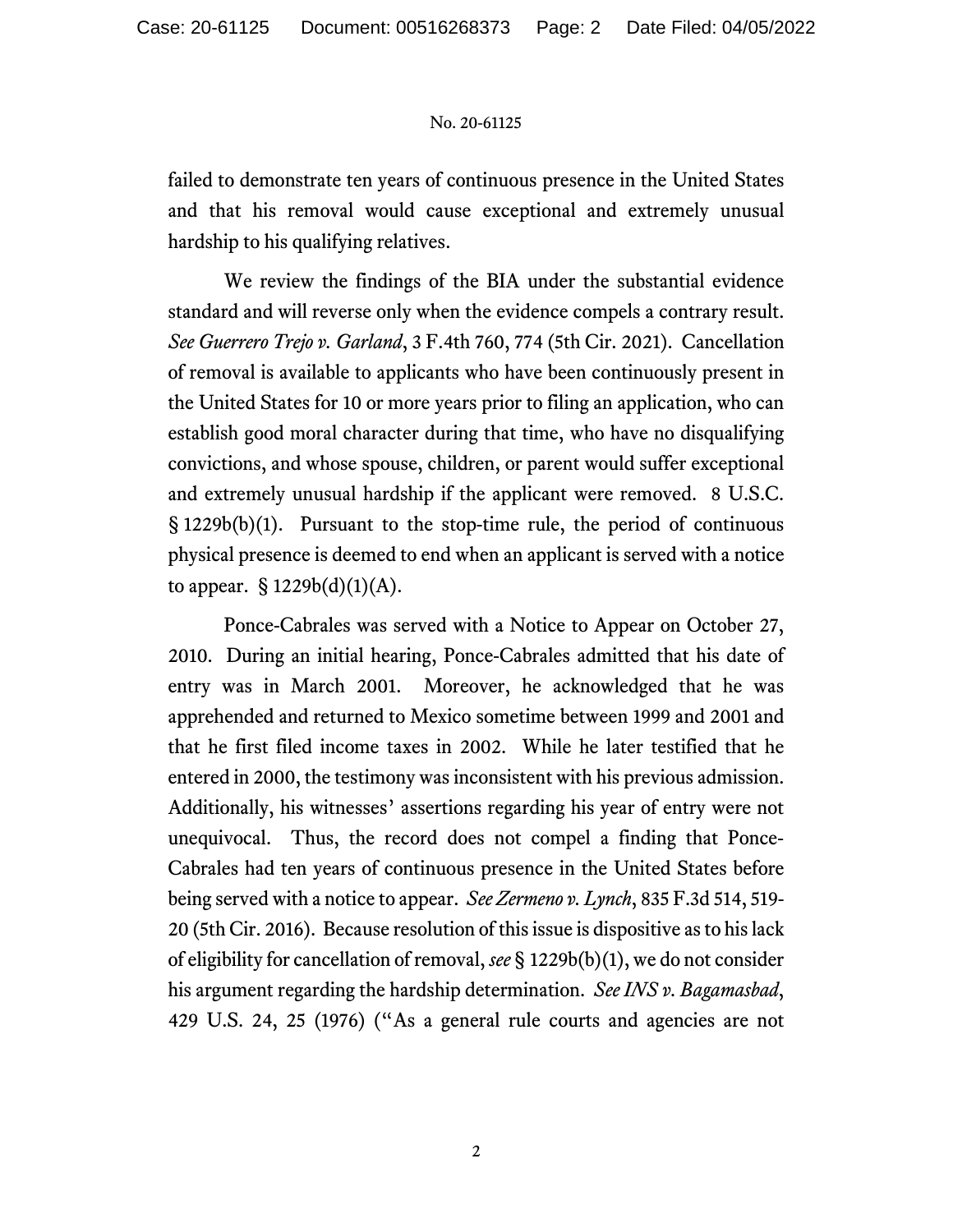failed to demonstrate ten years of continuous presence in the United States and that his removal would cause exceptional and extremely unusual hardship to his qualifying relatives.

We review the findings of the BIA under the substantial evidence standard and will reverse only when the evidence compels a contrary result. *See Guerrero Trejo v. Garland*, 3 F.4th 760, 774 (5th Cir. 2021). Cancellation of removal is available to applicants who have been continuously present in the United States for 10 or more years prior to filing an application, who can establish good moral character during that time, who have no disqualifying convictions, and whose spouse, children, or parent would suffer exceptional and extremely unusual hardship if the applicant were removed. 8 U.S.C. § 1229b(b)(1). Pursuant to the stop-time rule, the period of continuous physical presence is deemed to end when an applicant is served with a notice to appear. § 1229b(d)(1)(A).

Ponce-Cabrales was served with a Notice to Appear on October 27, 2010. During an initial hearing, Ponce-Cabrales admitted that his date of entry was in March 2001. Moreover, he acknowledged that he was apprehended and returned to Mexico sometime between 1999 and 2001 and that he first filed income taxes in 2002. While he later testified that he entered in 2000, the testimony was inconsistent with his previous admission. Additionally, his witnesses' assertions regarding his year of entry were not unequivocal. Thus, the record does not compel a finding that Ponce-Cabrales had ten years of continuous presence in the United States before being served with a notice to appear. *See Zermeno v. Lynch*, 835 F.3d 514, 519-20 (5th Cir. 2016). Because resolution of this issue is dispositive as to his lack of eligibility for cancellation of removal, *see* § 1229b(b)(1), we do not consider his argument regarding the hardship determination. *See INS v. Bagamasbad*, 429 U.S. 24, 25 (1976) ("As a general rule courts and agencies are not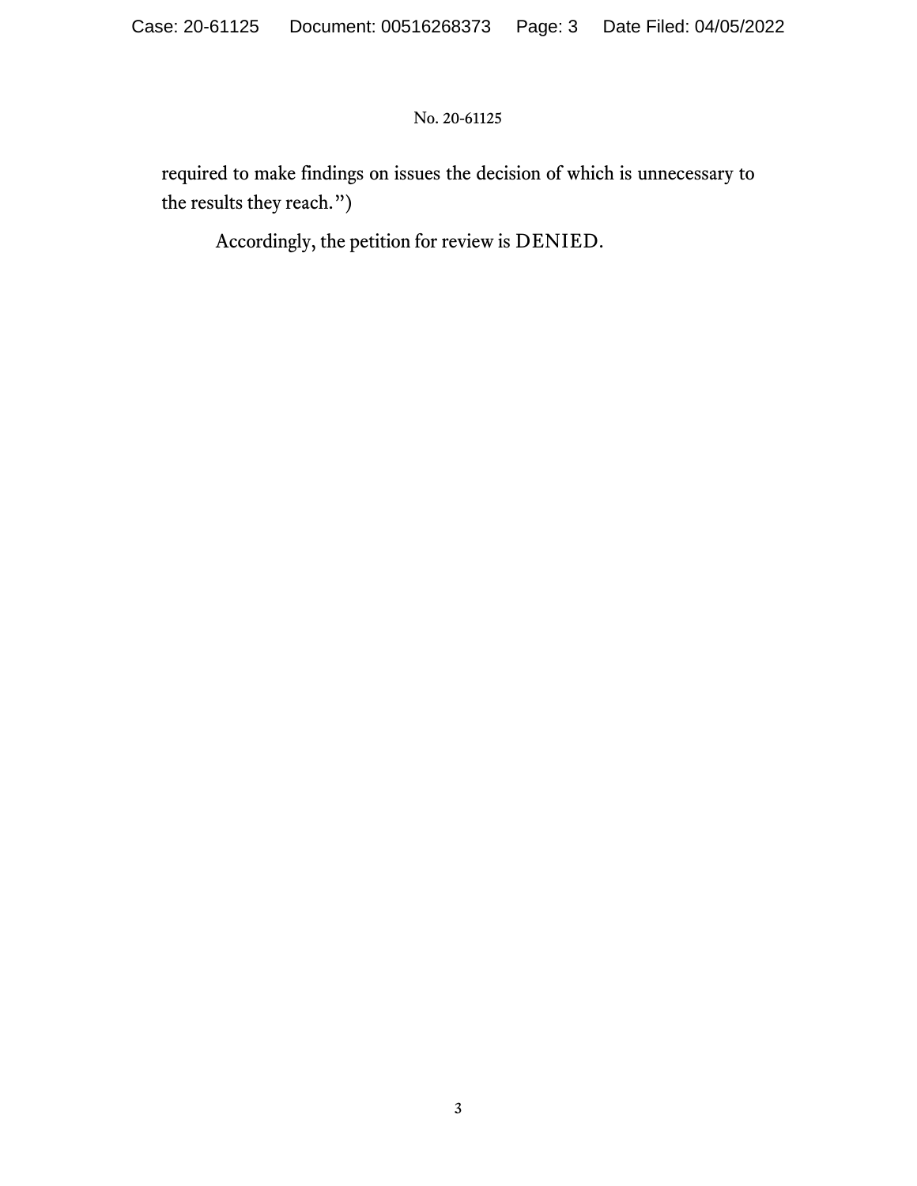required to make findings on issues the decision of which is unnecessary to the results they reach.")

Accordingly, the petition for review is DENIED.